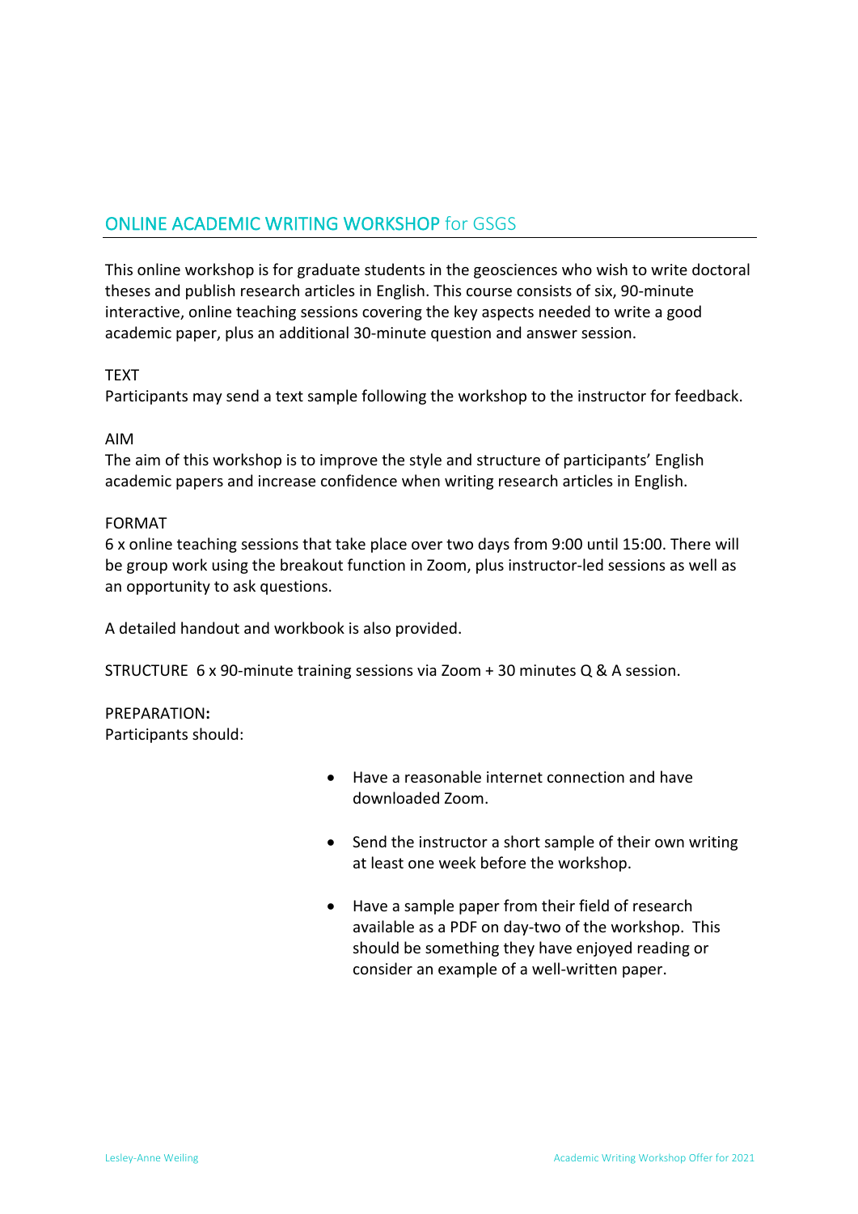# ONLINE ACADEMIC WRITING WORKSHOP for GSGS

This online workshop is for graduate students in the geosciences who wish to write doctoral theses and publish research articles in English. This course consists of six, 90-minute interactive, online teaching sessions covering the key aspects needed to write a good academic paper, plus an additional 30-minute question and answer session.

## TEXT

Participants may send a text sample following the workshop to the instructor for feedback.

## AIM

The aim of this workshop is to improve the style and structure of participants' English academic papers and increase confidence when writing research articles in English.

## FORMAT

6 x online teaching sessions that take place over two days from 9:00 until 15:00. There will be group work using the breakout function in Zoom, plus instructor-led sessions as well as an opportunity to ask questions.

A detailed handout and workbook is also provided.

## STRUCTURE

6 x 90-minute training sessions via Zoom + 30 minutes Q & A session.

## PREPARATION:

Participants should:

- Have a reasonable internet connection and have downloaded Zoom.
- Send the instructor a short sample of their own writing at least one week before the workshop.
- Have a sample paper from their field of research available as a PDF on day-two of the workshop. This should be something they have enjoyed reading or consider an example of a well-written paper.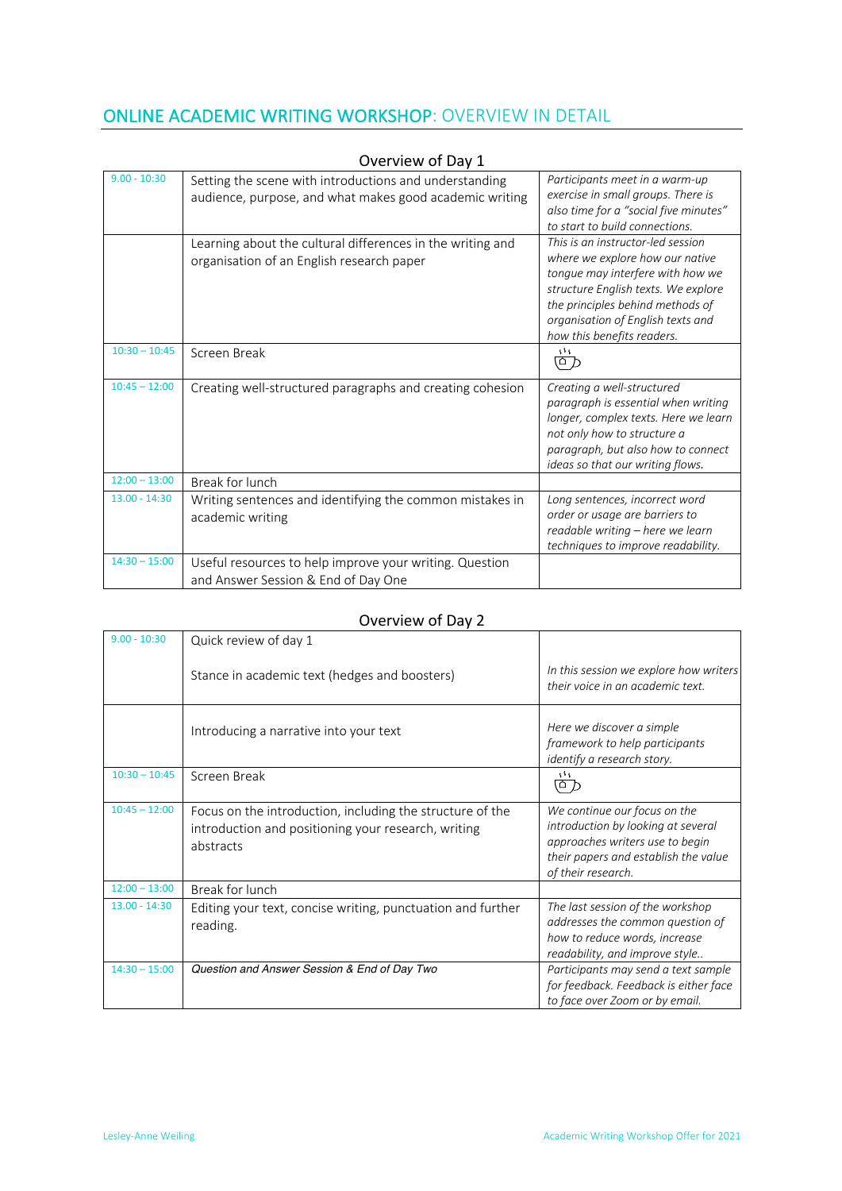# ONLINE ACADEMIC WRITING WORKSHOP: OVERVIEW IN DETAIL

## Overview of Day 1

| | | |
|---|---|---|
| 9.00 - 10:30 | Setting the scene with introductions and understanding audience, purpose, and what makes good academic writing | *Participants meet in a warm-up exercise in small groups. There is also time for a "social five minutes" to start to build connections.* |
| | Learning about the cultural differences in the writing and organisation of an English research paper | *This is an instructor-led session where we explore how our native tongue may interfere with how we structure English texts. We explore the principles behind methods of organisation of English texts and how this benefits readers.* |
| 10:30 – 10:45 | Screen Break | |
| 10:45 – 12:00 | Creating well-structured paragraphs and creating cohesion | *Creating a well-structured paragraph is essential when writing longer, complex texts. Here we learn not only how to structure a paragraph, but also how to connect ideas so that our writing flows.* |
| 12:00 – 13:00 | Break for lunch | |
| 13.00 - 14:30 | Writing sentences and identifying the common mistakes in academic writing | *Long sentences, incorrect word order or usage are barriers to readable writing – here we learn techniques to improve readability.* |
| 14:30 – 15:00 | Useful resources to help improve your writing. Question and Answer Session & End of Day One | |

## Overview of Day 2

| | | |
|---|---|---|
| 9.00 - 10:30 | Quick review of day 1<br><br>Stance in academic text (hedges and boosters) | *In this session we explore how writers their voice in an academic text.* |
| | Introducing a narrative into your text | *Here we discover a simple framework to help participants identify a research story.* |
| 10:30 – 10:45 | Screen Break | |
| 10:45 – 12:00 | Focus on the introduction, including the structure of the introduction and positioning your research, writing abstracts | *We continue our focus on the introduction by looking at several approaches writers use to begin their papers and establish the value of their research.* |
| 12:00 – 13:00 | Break for lunch | |
| 13.00 - 14:30 | Editing your text, concise writing, punctuation and further reading. | *The last session of the workshop addresses the common question of how to reduce words, increase readability, and improve style..* |
| 14:30 – 15:00 | *Question and Answer Session & End of Day Two* | *Participants may send a text sample for feedback. Feedback is either face to face over Zoom or by email.* |